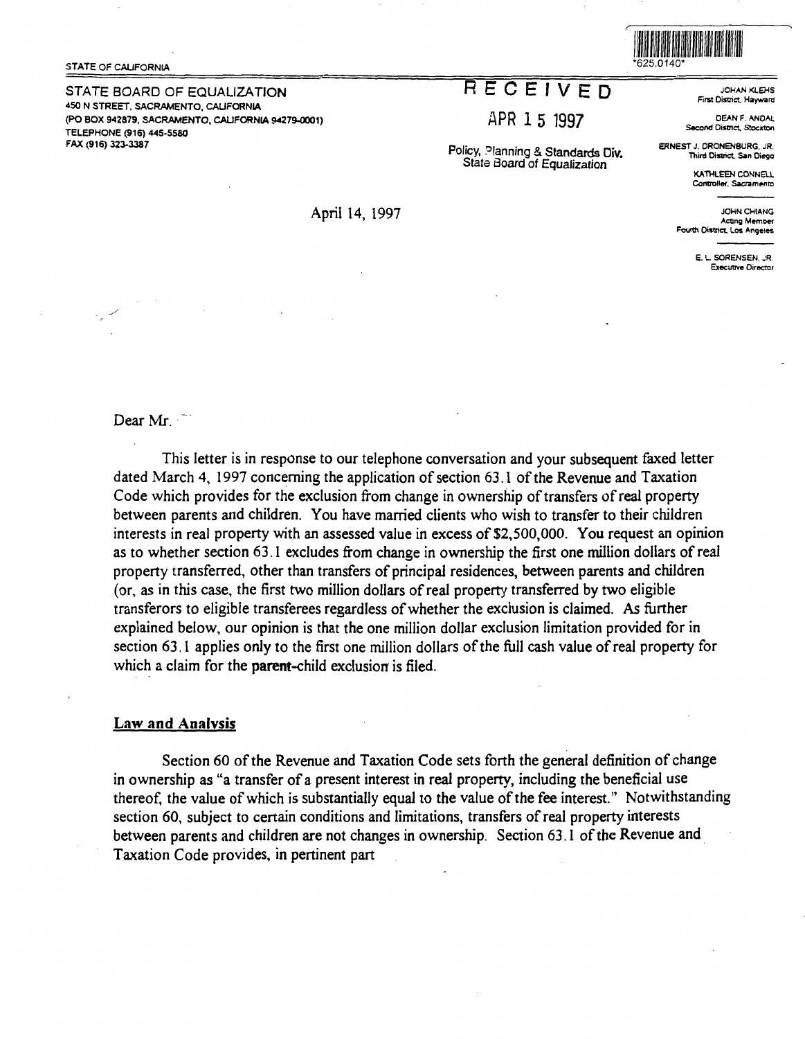STATE OF CALIFORNIA

*625.0140*

STATE BOARD OF EQUALIZATION
450 N STREET, SACRAMENTO, CALIFORNIA
(PO BOX 942879, SACRAMENTO, CALIFORNIA 94279-0001)
TELEPHONE (916) 445-5580
FAX (916) 323-3387

RECEIVED

APR 15 1997

Policy, Planning & Standards Div.
State Board of Equalization

JOHAN KLEHS
First District, Hayward

DEAN F. ANDAL
Second District, Stockton

ERNEST J. DRONENBURG, JR.
Third District, San Diego

KATHLEEN CONNELL
Controller, Sacramento

JOHN CHIANG
Acting Member
Fourth District, Los Angeles

E. L. SORENSEN, JR.
Executive Director

April 14, 1997

Dear Mr.

This letter is in response to our telephone conversation and your subsequent faxed letter dated March 4, 1997 concerning the application of section 63.1 of the Revenue and Taxation Code which provides for the exclusion from change in ownership of transfers of real property between parents and children. You have married clients who wish to transfer to their children interests in real property with an assessed value in excess of $2,500,000. You request an opinion as to whether section 63.1 excludes from change in ownership the first one million dollars of real property transferred, other than transfers of principal residences, between parents and children (or, as in this case, the first two million dollars of real property transferred by two eligible transferors to eligible transferees regardless of whether the exclusion is claimed. As further explained below, our opinion is that the one million dollar exclusion limitation provided for in section 63.1 applies only to the first one million dollars of the full cash value of real property for which a claim for the parent-child exclusion is filed.

## Law and Analysis

Section 60 of the Revenue and Taxation Code sets forth the general definition of change in ownership as "a transfer of a present interest in real property, including the beneficial use thereof, the value of which is substantially equal to the value of the fee interest." Notwithstanding section 60, subject to certain conditions and limitations, transfers of real property interests between parents and children are not changes in ownership. Section 63.1 of the Revenue and Taxation Code provides, in pertinent part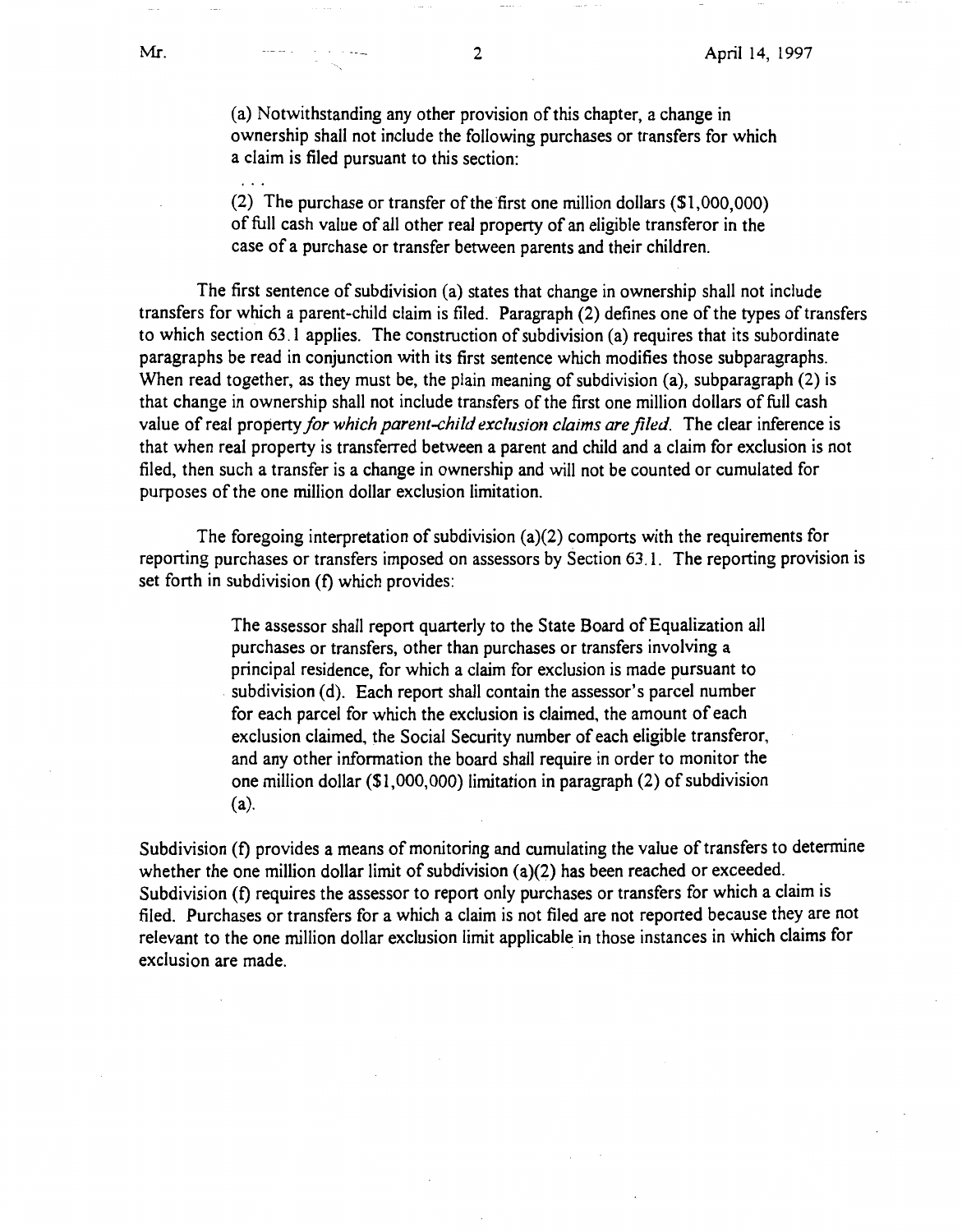> (a) Notwithstanding any other provision of this chapter, a change in ownership shall not include the following purchases or transfers for which a claim is filed pursuant to this section:
>
> . . .
>
> (2) The purchase or transfer of the first one million dollars ($1,000,000) of full cash value of all other real property of an eligible transferor in the case of a purchase or transfer between parents and their children.

The first sentence of subdivision (a) states that change in ownership shall not include transfers for which a parent-child claim is filed. Paragraph (2) defines one of the types of transfers to which section 63.1 applies. The construction of subdivision (a) requires that its subordinate paragraphs be read in conjunction with its first sentence which modifies those subparagraphs. When read together, as they must be, the plain meaning of subdivision (a), subparagraph (2) is that change in ownership shall not include transfers of the first one million dollars of full cash value of real property *for which parent-child exclusion claims are filed.* The clear inference is that when real property is transferred between a parent and child and a claim for exclusion is not filed, then such a transfer is a change in ownership and will not be counted or cumulated for purposes of the one million dollar exclusion limitation.

The foregoing interpretation of subdivision (a)(2) comports with the requirements for reporting purchases or transfers imposed on assessors by Section 63.1. The reporting provision is set forth in subdivision (f) which provides:

> The assessor shall report quarterly to the State Board of Equalization all purchases or transfers, other than purchases or transfers involving a principal residence, for which a claim for exclusion is made pursuant to subdivision (d). Each report shall contain the assessor's parcel number for each parcel for which the exclusion is claimed, the amount of each exclusion claimed, the Social Security number of each eligible transferor, and any other information the board shall require in order to monitor the one million dollar ($1,000,000) limitation in paragraph (2) of subdivision (a).

Subdivision (f) provides a means of monitoring and cumulating the value of transfers to determine whether the one million dollar limit of subdivision (a)(2) has been reached or exceeded. Subdivision (f) requires the assessor to report only purchases or transfers for which a claim is filed. Purchases or transfers for a which a claim is not filed are not reported because they are not relevant to the one million dollar exclusion limit applicable in those instances in which claims for exclusion are made.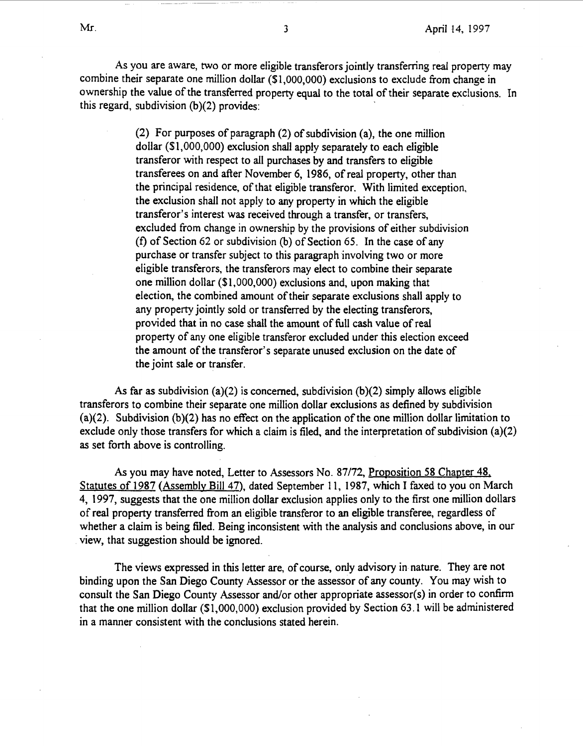As you are aware, two or more eligible transferors jointly transferring real property may combine their separate one million dollar ($1,000,000) exclusions to exclude from change in ownership the value of the transferred property equal to the total of their separate exclusions. In this regard, subdivision (b)(2) provides:

> (2) For purposes of paragraph (2) of subdivision (a), the one million dollar ($1,000,000) exclusion shall apply separately to each eligible transferor with respect to all purchases by and transfers to eligible transferees on and after November 6, 1986, of real property, other than the principal residence, of that eligible transferor. With limited exception, the exclusion shall not apply to any property in which the eligible transferor's interest was received through a transfer, or transfers, excluded from change in ownership by the provisions of either subdivision (f) of Section 62 or subdivision (b) of Section 65. In the case of any purchase or transfer subject to this paragraph involving two or more eligible transferors, the transferors may elect to combine their separate one million dollar ($1,000,000) exclusions and, upon making that election, the combined amount of their separate exclusions shall apply to any property jointly sold or transferred by the electing transferors, provided that in no case shall the amount of full cash value of real property of any one eligible transferor excluded under this election exceed the amount of the transferor's separate unused exclusion on the date of the joint sale or transfer.

As far as subdivision (a)(2) is concerned, subdivision (b)(2) simply allows eligible transferors to combine their separate one million dollar exclusions as defined by subdivision (a)(2). Subdivision (b)(2) has no effect on the application of the one million dollar limitation to exclude only those transfers for which a claim is filed, and the interpretation of subdivision (a)(2) as set forth above is controlling.

As you may have noted, Letter to Assessors No. 87/72, Proposition 58 Chapter 48, Statutes of 1987 (Assembly Bill 47), dated September 11, 1987, which I faxed to you on March 4, 1997, suggests that the one million dollar exclusion applies only to the first one million dollars of real property transferred from an eligible transferor to an eligible transferee, regardless of whether a claim is being filed. Being inconsistent with the analysis and conclusions above, in our view, that suggestion should be ignored.

The views expressed in this letter are, of course, only advisory in nature. They are not binding upon the San Diego County Assessor or the assessor of any county. You may wish to consult the San Diego County Assessor and/or other appropriate assessor(s) in order to confirm that the one million dollar ($1,000,000) exclusion provided by Section 63.1 will be administered in a manner consistent with the conclusions stated herein.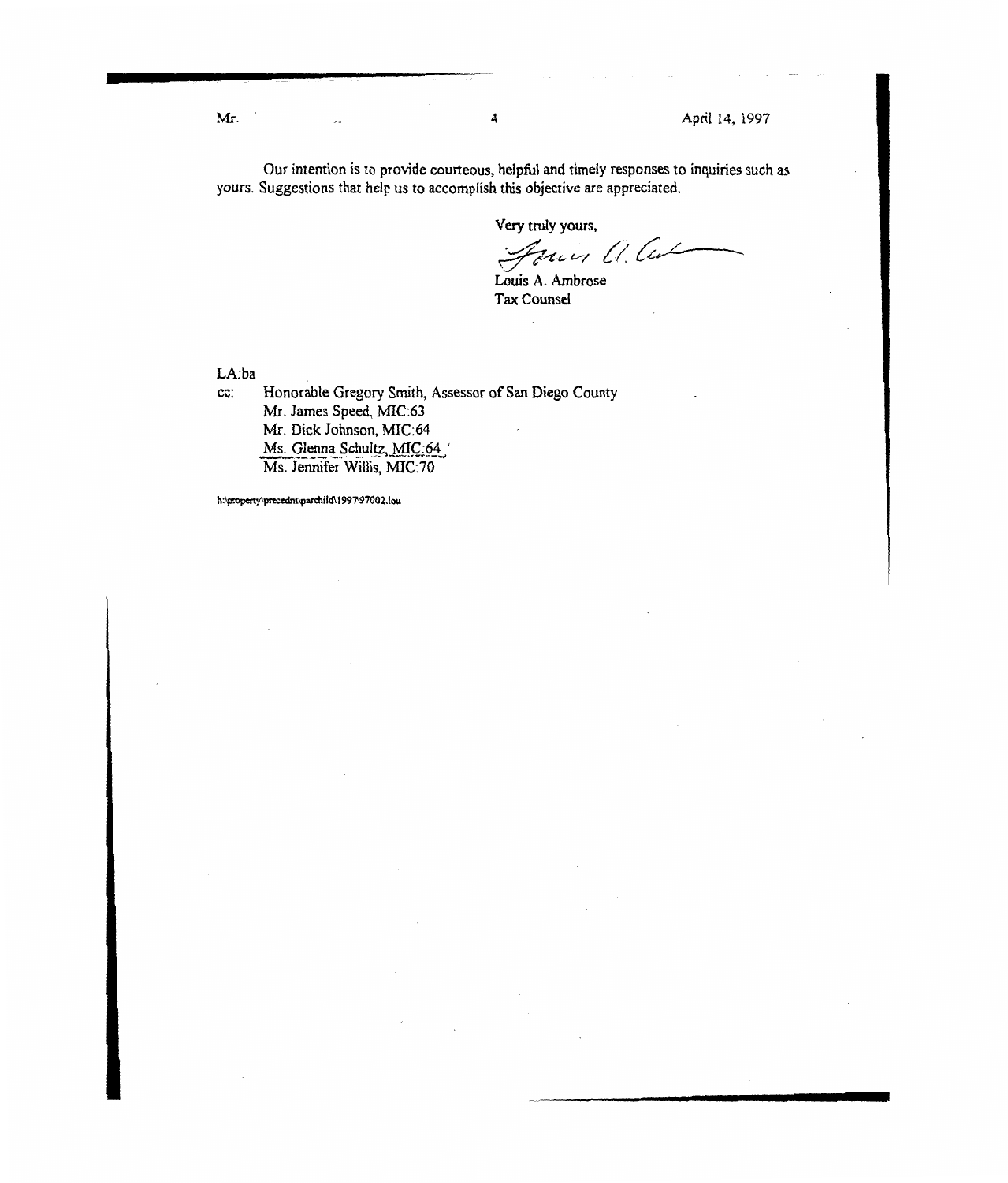Our intention is to provide courteous, helpful and timely responses to inquiries such as yours. Suggestions that help us to accomplish this objective are appreciated.

Very truly yours,

Louis A. Ambrose
Tax Counsel

LA:ba

cc: Honorable Gregory Smith, Assessor of San Diego County
Mr. James Speed, MIC:63
Mr. Dick Johnson, MIC:64
Ms. Glenna Schultz, MIC:64
Ms. Jennifer Willis, MIC:70

h:\property\precednt\parchild\1997\97002.lou